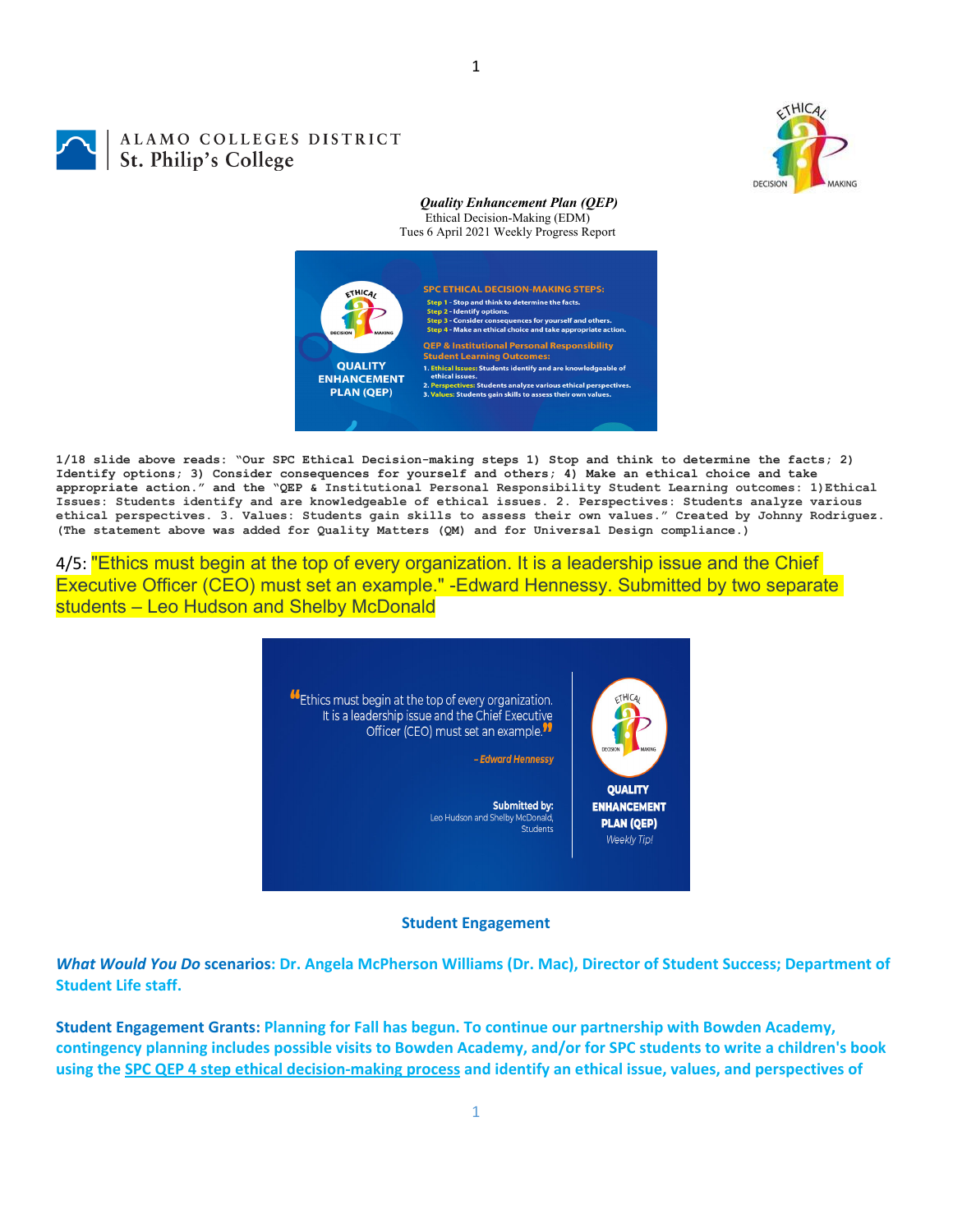ALAMO COLLEGES DISTRICT
St. Philip's College

*Quality Enhancement Plan (QEP)*
Ethical Decision-Making (EDM)
Tues 6 April 2021 Weekly Progress Report

**1/18 slide above reads: "Our SPC Ethical Decision-making steps 1) Stop and think to determine the facts; 2) Identify options; 3) Consider consequences for yourself and others; 4) Make an ethical choice and take appropriate action." and the "QEP & Institutional Personal Responsibility Student Learning outcomes: 1)Ethical Issues: Students identify and are knowledgeable of ethical issues. 2. Perspectives: Students analyze various ethical perspectives. 3. Values: Students gain skills to assess their own values." Created by Johnny Rodriguez. (The statement above was added for Quality Matters (QM) and for Universal Design compliance.)**

4/5: "Ethics must begin at the top of every organization. It is a leadership issue and the Chief Executive Officer (CEO) must set an example." -Edward Hennessy. Submitted by two separate students – Leo Hudson and Shelby McDonald

**Student Engagement**

***What Would You Do* scenarios: Dr. Angela McPherson Williams (Dr. Mac), Director of Student Success; Department of Student Life staff.**

**Student Engagement Grants: Planning for Fall has begun. To continue our partnership with Bowden Academy, contingency planning includes possible visits to Bowden Academy, and/or for SPC students to write a children's book using the SPC QEP 4 step ethical decision-making process and identify an ethical issue, values, and perspectives of**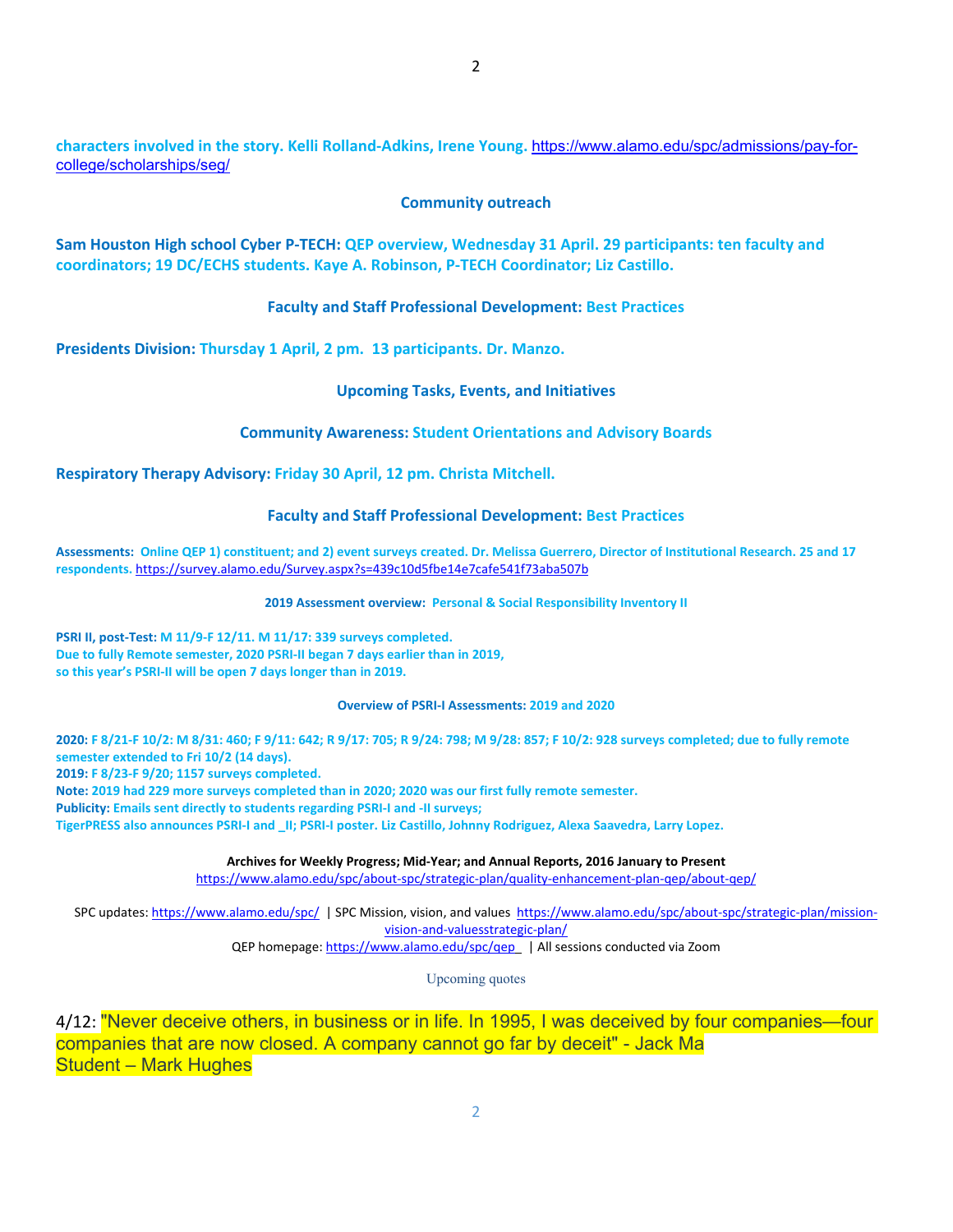**characters involved in the story. Kelli Rolland-Adkins, Irene Young.** https://www.alamo.edu/spc/admissions/pay-for-college/scholarships/seg/

**Community outreach**

**Sam Houston High school Cyber P-TECH: QEP overview, Wednesday 31 April. 29 participants: ten faculty and coordinators; 19 DC/ECHS students. Kaye A. Robinson, P-TECH Coordinator; Liz Castillo.**

**Faculty and Staff Professional Development: Best Practices**

**Presidents Division: Thursday 1 April, 2 pm. 13 participants. Dr. Manzo.**

**Upcoming Tasks, Events, and Initiatives**

**Community Awareness: Student Orientations and Advisory Boards**

**Respiratory Therapy Advisory: Friday 30 April, 12 pm. Christa Mitchell.**

**Faculty and Staff Professional Development: Best Practices**

**Assessments: Online QEP 1) constituent; and 2) event surveys created. Dr. Melissa Guerrero, Director of Institutional Research. 25 and 17 respondents.** https://survey.alamo.edu/Survey.aspx?s=439c10d5fbe14e7cafe541f73aba507b

**2019 Assessment overview: Personal & Social Responsibility Inventory II**

**PSRI II, post-Test: M 11/9-F 12/11. M 11/17: 339 surveys completed.**
**Due to fully Remote semester, 2020 PSRI-II began 7 days earlier than in 2019,**
**so this year's PSRI-II will be open 7 days longer than in 2019.**

**Overview of PSRI-I Assessments: 2019 and 2020**

**2020: F 8/21-F 10/2: M 8/31: 460; F 9/11: 642; R 9/17: 705; R 9/24: 798; M 9/28: 857; F 10/2: 928 surveys completed; due to fully remote semester extended to Fri 10/2 (14 days).**
**2019: F 8/23-F 9/20; 1157 surveys completed.**
**Note: 2019 had 229 more surveys completed than in 2020; 2020 was our first fully remote semester.**
**Publicity: Emails sent directly to students regarding PSRI-I and -II surveys;**
**TigerPRESS also announces PSRI-I and _II; PSRI-I poster. Liz Castillo, Johnny Rodriguez, Alexa Saavedra, Larry Lopez.**

**Archives for Weekly Progress; Mid-Year; and Annual Reports, 2016 January to Present**
https://www.alamo.edu/spc/about-spc/strategic-plan/quality-enhancement-plan-qep/about-qep/

SPC updates: https://www.alamo.edu/spc/ | SPC Mission, vision, and values https://www.alamo.edu/spc/about-spc/strategic-plan/mission-vision-and-valuesstrategic-plan/
QEP homepage: https://www.alamo.edu/spc/qep | All sessions conducted via Zoom

Upcoming quotes

4/12: "Never deceive others, in business or in life. In 1995, I was deceived by four companies—four companies that are now closed. A company cannot go far by deceit" - Jack Ma
Student – Mark Hughes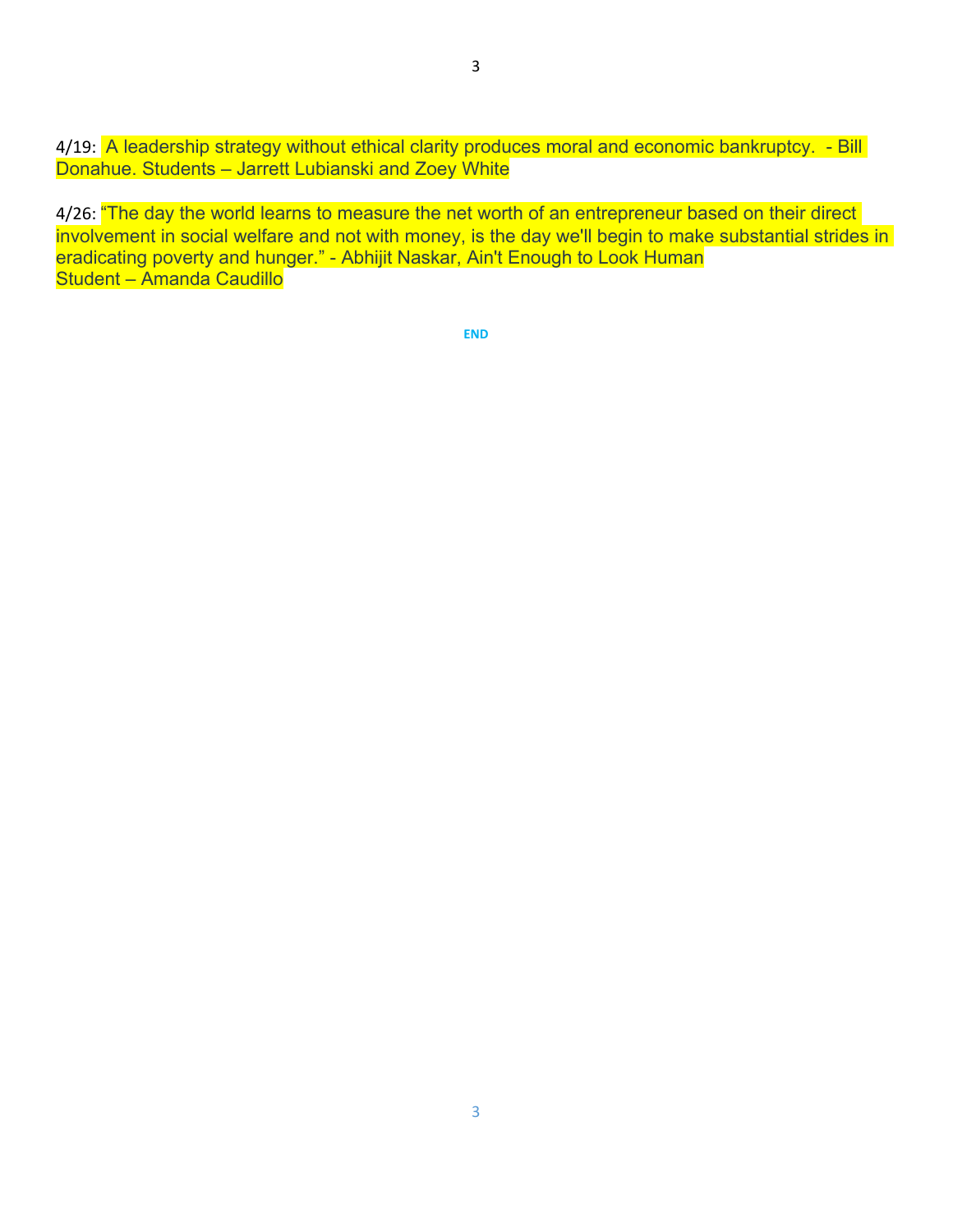4/19: A leadership strategy without ethical clarity produces moral and economic bankruptcy. - Bill Donahue. Students – Jarrett Lubianski and Zoey White

4/26: “The day the world learns to measure the net worth of an entrepreneur based on their direct involvement in social welfare and not with money, is the day we'll begin to make substantial strides in eradicating poverty and hunger.” - Abhijit Naskar, Ain't Enough to Look Human
Student – Amanda Caudillo

**END**